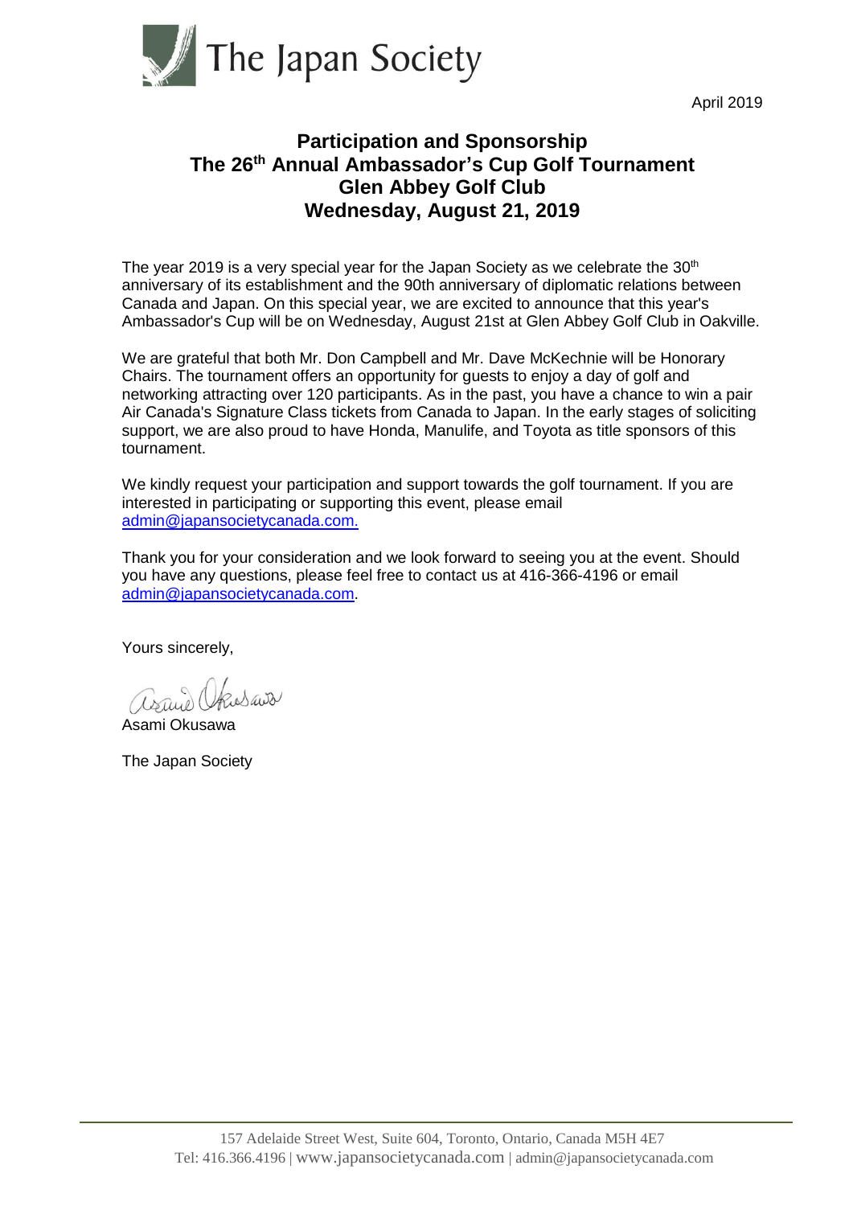The Japan Society

April 2019

# Participation and Sponsorship
# The 26th Annual Ambassador's Cup Golf Tournament
# Glen Abbey Golf Club
# Wednesday, August 21, 2019

The year 2019 is a very special year for the Japan Society as we celebrate the 30th anniversary of its establishment and the 90th anniversary of diplomatic relations between Canada and Japan. On this special year, we are excited to announce that this year's Ambassador's Cup will be on Wednesday, August 21st at Glen Abbey Golf Club in Oakville.

We are grateful that both Mr. Don Campbell and Mr. Dave McKechnie will be Honorary Chairs. The tournament offers an opportunity for guests to enjoy a day of golf and networking attracting over 120 participants. As in the past, you have a chance to win a pair Air Canada's Signature Class tickets from Canada to Japan. In the early stages of soliciting support, we are also proud to have Honda, Manulife, and Toyota as title sponsors of this tournament.

We kindly request your participation and support towards the golf tournament. If you are interested in participating or supporting this event, please email admin@japansocietycanada.com.

Thank you for your consideration and we look forward to seeing you at the event. Should you have any questions, please feel free to contact us at 416-366-4196 or email admin@japansocietycanada.com.

Yours sincerely,

Asami Okusawa

The Japan Society

157 Adelaide Street West, Suite 604, Toronto, Ontario, Canada M5H 4E7
Tel: 416.366.4196 | www.japansocietycanada.com | admin@japansocietycanada.com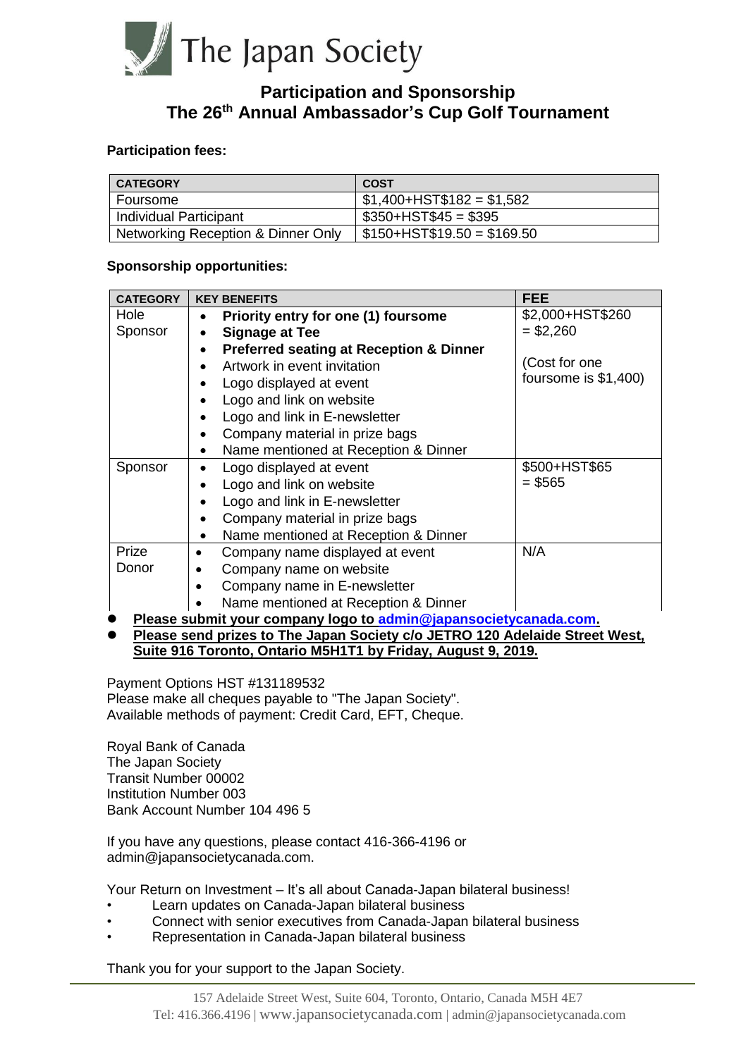The Japan Society

## Participation and Sponsorship
## The 26th Annual Ambassador's Cup Golf Tournament

**Participation fees:**

| CATEGORY | COST |
|---|---|
| Foursome | $1,400+HST$182 = $1,582 |
| Individual Participant | $350+HST$45 = $395 |
| Networking Reception & Dinner Only | $150+HST$19.50 = $169.50 |

**Sponsorship opportunities:**

| CATEGORY | KEY BENEFITS | FEE |
|---|---|---|
| Hole Sponsor | • **Priority entry for one (1) foursome**<br>• **Signage at Tee**<br>• **Preferred seating at Reception & Dinner**<br>• Artwork in event invitation<br>• Logo displayed at event<br>• Logo and link on website<br>• Logo and link in E-newsletter<br>• Company material in prize bags<br>• Name mentioned at Reception & Dinner | $2,000+HST$260 = $2,260<br><br>(Cost for one foursome is $1,400) |
| Sponsor | • Logo displayed at event<br>• Logo and link on website<br>• Logo and link in E-newsletter<br>• Company material in prize bags<br>• Name mentioned at Reception & Dinner | $500+HST$65 = $565 |
| Prize Donor | • Company name displayed at event<br>• Company name on website<br>• Company name in E-newsletter<br>• Name mentioned at Reception & Dinner | N/A |

- **Please submit your company logo to admin@japansocietycanada.com.**
- **Please send prizes to The Japan Society c/o JETRO 120 Adelaide Street West, Suite 916 Toronto, Ontario M5H1T1 by Friday, August 9, 2019.**

Payment Options HST #131189532
Please make all cheques payable to "The Japan Society".
Available methods of payment: Credit Card, EFT, Cheque.

Royal Bank of Canada
The Japan Society
Transit Number 00002
Institution Number 003
Bank Account Number 104 496 5

If you have any questions, please contact 416-366-4196 or admin@japansocietycanada.com.

Your Return on Investment – It's all about Canada-Japan bilateral business!

- Learn updates on Canada-Japan bilateral business
- Connect with senior executives from Canada-Japan bilateral business
- Representation in Canada-Japan bilateral business

Thank you for your support to the Japan Society.

157 Adelaide Street West, Suite 604, Toronto, Ontario, Canada M5H 4E7
Tel: 416.366.4196 | www.japansocietycanada.com | admin@japansocietycanada.com